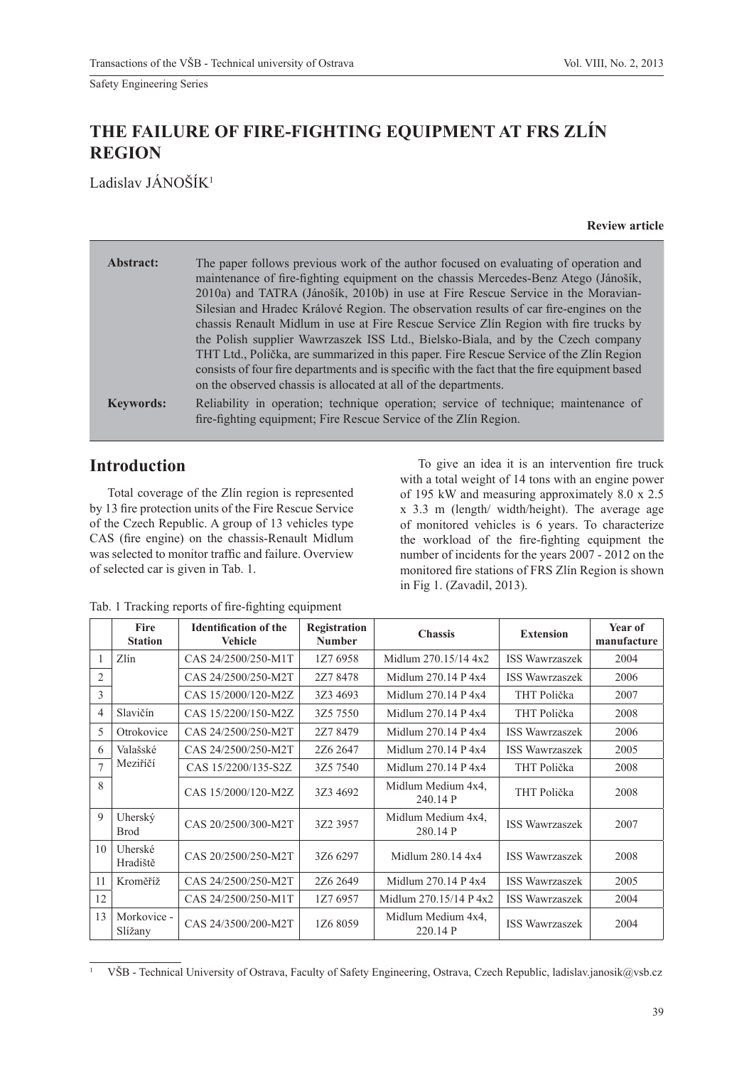Safety Engineering Series

# THE FAILURE OF FIRE-FIGHTING EQUIPMENT AT FRS ZLÍN REGION

Ladislav JÁNOŠÍK[1]

**Review article**

**Abstract:** The paper follows previous work of the author focused on evaluating of operation and maintenance of fire-fighting equipment on the chassis Mercedes-Benz Atego (Jánošík, 2010a) and TATRA (Jánošík, 2010b) in use at Fire Rescue Service in the Moravian-Silesian and Hradec Králové Region. The observation results of car fire-engines on the chassis Renault Midlum in use at Fire Rescue Service Zlín Region with fire trucks by the Polish supplier Wawrzaszek ISS Ltd., Bielsko-Biala, and by the Czech company THT Ltd., Polička, are summarized in this paper. Fire Rescue Service of the Zlín Region consists of four fire departments and is specific with the fact that the fire equipment based on the observed chassis is allocated at all of the departments.

**Keywords:** Reliability in operation; technique operation; service of technique; maintenance of fire-fighting equipment; Fire Rescue Service of the Zlín Region.

## Introduction

Total coverage of the Zlín region is represented by 13 fire protection units of the Fire Rescue Service of the Czech Republic. A group of 13 vehicles type CAS (fire engine) on the chassis-Renault Midlum was selected to monitor traffic and failure. Overview of selected car is given in Tab. 1.

To give an idea it is an intervention fire truck with a total weight of 14 tons with an engine power of 195 kW and measuring approximately 8.0 x 2.5 x 3.3 m (length/ width/height). The average age of monitored vehicles is 6 years. To characterize the workload of the fire-fighting equipment the number of incidents for the years 2007 - 2012 on the monitored fire stations of FRS Zlín Region is shown in Fig 1. (Zavadil, 2013).

Tab. 1 Tracking reports of fire-fighting equipment

| | Fire Station | Identification of the Vehicle | Registration Number | Chassis | Extension | Year of manufacture |
|---|---|---|---|---|---|---|
| 1 | Zlín | CAS 24/2500/250-M1T | 1Z7 6958 | Midlum 270.15/14 4x2 | ISS Wawrzaszek | 2004 |
| 2 | | CAS 24/2500/250-M2T | 2Z7 8478 | Midlum 270.14 P 4x4 | ISS Wawrzaszek | 2006 |
| 3 | | CAS 15/2000/120-M2Z | 3Z3 4693 | Midlum 270.14 P 4x4 | THT Polička | 2007 |
| 4 | Slavičín | CAS 15/2200/150-M2Z | 3Z5 7550 | Midlum 270.14 P 4x4 | THT Polička | 2008 |
| 5 | Otrokovice | CAS 24/2500/250-M2T | 2Z7 8479 | Midlum 270.14 P 4x4 | ISS Wawrzaszek | 2006 |
| 6 | Valašské Meziříčí | CAS 24/2500/250-M2T | 2Z6 2647 | Midlum 270.14 P 4x4 | ISS Wawrzaszek | 2005 |
| 7 | | CAS 15/2200/135-S2Z | 3Z5 7540 | Midlum 270.14 P 4x4 | THT Polička | 2008 |
| 8 | | CAS 15/2000/120-M2Z | 3Z3 4692 | Midlum Medium 4x4, 240.14 P | THT Polička | 2008 |
| 9 | Uherský Brod | CAS 20/2500/300-M2T | 3Z2 3957 | Midlum Medium 4x4, 280.14 P | ISS Wawrzaszek | 2007 |
| 10 | Uherské Hradiště | CAS 20/2500/250-M2T | 3Z6 6297 | Midlum 280.14 4x4 | ISS Wawrzaszek | 2008 |
| 11 | Kroměříž | CAS 24/2500/250-M2T | 2Z6 2649 | Midlum 270.14 P 4x4 | ISS Wawrzaszek | 2005 |
| 12 | | CAS 24/2500/250-M1T | 1Z7 6957 | Midlum 270.15/14 P 4x2 | ISS Wawrzaszek | 2004 |
| 13 | Morkovice - Slížany | CAS 24/3500/200-M2T | 1Z6 8059 | Midlum Medium 4x4, 220.14 P | ISS Wawrzaszek | 2004 |

[1] VŠB - Technical University of Ostrava, Faculty of Safety Engineering, Ostrava, Czech Republic, ladislav.janosik@vsb.cz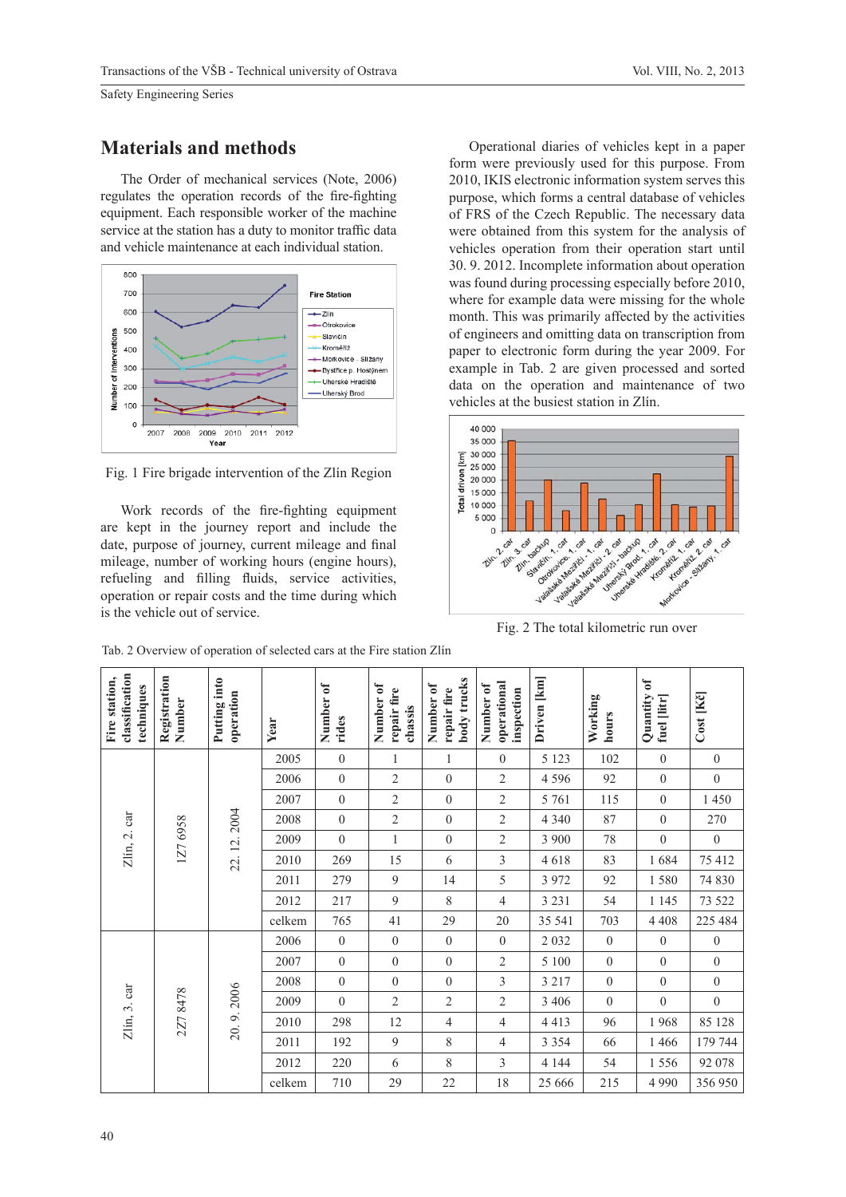## Materials and methods

The Order of mechanical services (Note, 2006) regulates the operation records of the fire-fighting equipment. Each responsible worker of the machine service at the station has a duty to monitor traffic data and vehicle maintenance at each individual station.

Fig. 1 Fire brigade intervention of the Zlín Region

Work records of the fire-fighting equipment are kept in the journey report and include the date, purpose of journey, current mileage and final mileage, number of working hours (engine hours), refueling and filling fluids, service activities, operation or repair costs and the time during which is the vehicle out of service.

Operational diaries of vehicles kept in a paper form were previously used for this purpose. From 2010, IKIS electronic information system serves this purpose, which forms a central database of vehicles of FRS of the Czech Republic. The necessary data were obtained from this system for the analysis of vehicles operation from their operation start until 30. 9. 2012. Incomplete information about operation was found during processing especially before 2010, where for example data were missing for the whole month. This was primarily affected by the activities of engineers and omitting data on transcription from paper to electronic form during the year 2009. For example in Tab. 2 are given processed and sorted data on the operation and maintenance of two vehicles at the busiest station in Zlín.

Fig. 2 The total kilometric run over

Tab. 2 Overview of operation of selected cars at the Fire station Zlín

| Fire station, classification techniques | Registration Number | Putting into operation | Year | Number of rides | Number of repair fire chassis | Number of repair fire body trucks | Number of operational inspection | Driven [km] | Working hours | Quantity of fuel [litr] | Cost [Kč] |
|---|---|---|---|---|---|---|---|---|---|---|---|
| Zlín, 2. car | 1Z7 6958 | 22. 12. 2004 | 2005 | 0 | 1 | 1 | 0 | 5 123 | 102 | 0 | 0 |
| | | | 2006 | 0 | 2 | 0 | 2 | 4 596 | 92 | 0 | 0 |
| | | | 2007 | 0 | 2 | 0 | 2 | 5 761 | 115 | 0 | 1 450 |
| | | | 2008 | 0 | 2 | 0 | 2 | 4 340 | 87 | 0 | 270 |
| | | | 2009 | 0 | 1 | 0 | 2 | 3 900 | 78 | 0 | 0 |
| | | | 2010 | 269 | 15 | 6 | 3 | 4 618 | 83 | 1 684 | 75 412 |
| | | | 2011 | 279 | 9 | 14 | 5 | 3 972 | 92 | 1 580 | 74 830 |
| | | | 2012 | 217 | 9 | 8 | 4 | 3 231 | 54 | 1 145 | 73 522 |
| | | | celkem | 765 | 41 | 29 | 20 | 35 541 | 703 | 4 408 | 225 484 |
| Zlín, 3. car | 2Z7 8478 | 20. 9. 2006 | 2006 | 0 | 0 | 0 | 0 | 2 032 | 0 | 0 | 0 |
| | | | 2007 | 0 | 0 | 0 | 2 | 5 100 | 0 | 0 | 0 |
| | | | 2008 | 0 | 0 | 0 | 3 | 3 217 | 0 | 0 | 0 |
| | | | 2009 | 0 | 2 | 2 | 2 | 3 406 | 0 | 0 | 0 |
| | | | 2010 | 298 | 12 | 4 | 4 | 4 413 | 96 | 1 968 | 85 128 |
| | | | 2011 | 192 | 9 | 8 | 4 | 3 354 | 66 | 1 466 | 179 744 |
| | | | 2012 | 220 | 6 | 8 | 3 | 4 144 | 54 | 1 556 | 92 078 |
| | | | celkem | 710 | 29 | 22 | 18 | 25 666 | 215 | 4 990 | 356 950 |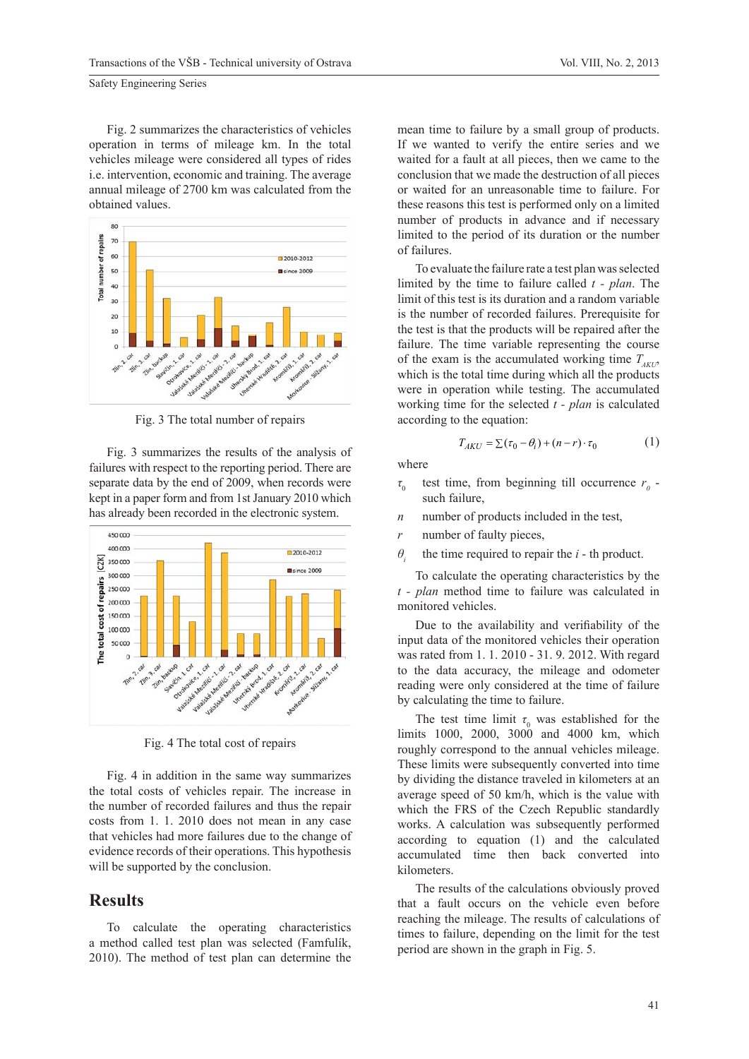Fig. 2 summarizes the characteristics of vehicles operation in terms of mileage km. In the total vehicles mileage were considered all types of rides i.e. intervention, economic and training. The average annual mileage of 2700 km was calculated from the obtained values.

Fig. 3 The total number of repairs

Fig. 3 summarizes the results of the analysis of failures with respect to the reporting period. There are separate data by the end of 2009, when records were kept in a paper form and from 1st January 2010 which has already been recorded in the electronic system.

Fig. 4 The total cost of repairs

Fig. 4 in addition in the same way summarizes the total costs of vehicles repair. The increase in the number of recorded failures and thus the repair costs from 1. 1. 2010 does not mean in any case that vehicles had more failures due to the change of evidence records of their operations. This hypothesis will be supported by the conclusion.

## Results

To calculate the operating characteristics a method called test plan was selected (Famfulík, 2010). The method of test plan can determine the mean time to failure by a small group of products. If we wanted to verify the entire series and we waited for a fault at all pieces, then we came to the conclusion that we made the destruction of all pieces or waited for an unreasonable time to failure. For these reasons this test is performed only on a limited number of products in advance and if necessary limited to the period of its duration or the number of failures.

To evaluate the failure rate a test plan was selected limited by the time to failure called *t - plan*. The limit of this test is its duration and a random variable is the number of recorded failures. Prerequisite for the test is that the products will be repaired after the failure. The time variable representing the course of the exam is the accumulated working time $T_{AKU}$, which is the total time during which all the products were in operation while testing. The accumulated working time for the selected *t - plan* is calculated according to the equation:

$$T_{AKU} = \sum(\tau_0 - \theta_i) + (n - r) \cdot \tau_0 \tag{1}$$

where

- $\tau_0$ test time, from beginning till occurrence $r_0$ - such failure,
- $n$ number of products included in the test,
- $r$ number of faulty pieces,
- $\theta_i$ the time required to repair the $i$ - th product.

To calculate the operating characteristics by the *t - plan* method time to failure was calculated in monitored vehicles.

Due to the availability and verifiability of the input data of the monitored vehicles their operation was rated from 1. 1. 2010 - 31. 9. 2012. With regard to the data accuracy, the mileage and odometer reading were only considered at the time of failure by calculating the time to failure.

The test time limit $\tau_0$ was established for the limits 1000, 2000, 3000 and 4000 km, which roughly correspond to the annual vehicles mileage. These limits were subsequently converted into time by dividing the distance traveled in kilometers at an average speed of 50 km/h, which is the value with which the FRS of the Czech Republic standardly works. A calculation was subsequently performed according to equation (1) and the calculated accumulated time then back converted into kilometers.

The results of the calculations obviously proved that a fault occurs on the vehicle even before reaching the mileage. The results of calculations of times to failure, depending on the limit for the test period are shown in the graph in Fig. 5.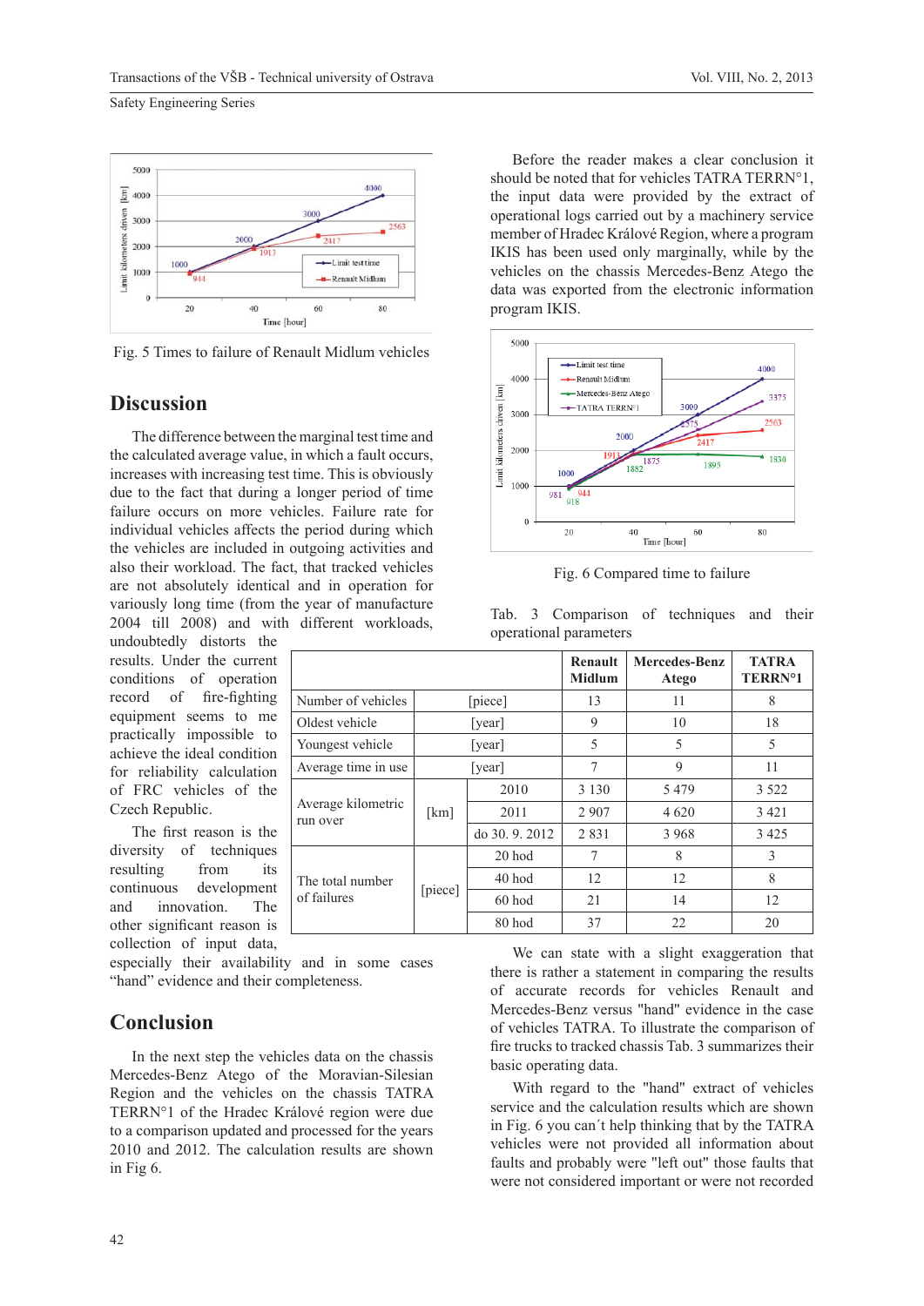Fig. 5 Times to failure of Renault Midlum vehicles

## Discussion

The difference between the marginal test time and the calculated average value, in which a fault occurs, increases with increasing test time. This is obviously due to the fact that during a longer period of time failure occurs on more vehicles. Failure rate for individual vehicles affects the period during which the vehicles are included in outgoing activities and also their workload. The fact, that tracked vehicles are not absolutely identical and in operation for variously long time (from the year of manufacture 2004 till 2008) and with different workloads, undoubtedly distorts the results. Under the current conditions of operation record of fire-fighting equipment seems to me practically impossible to achieve the ideal condition for reliability calculation of FRC vehicles of the Czech Republic.

The first reason is the diversity of techniques resulting from its continuous development and innovation. The other significant reason is collection of input data, especially their availability and in some cases "hand" evidence and their completeness.

## Conclusion

In the next step the vehicles data on the chassis Mercedes-Benz Atego of the Moravian-Silesian Region and the vehicles on the chassis TATRA TERRN°1 of the Hradec Králové region were due to a comparison updated and processed for the years 2010 and 2012. The calculation results are shown in Fig 6.

Before the reader makes a clear conclusion it should be noted that for vehicles TATRA TERRN°1, the input data were provided by the extract of operational logs carried out by a machinery service member of Hradec Králové Region, where a program IKIS has been used only marginally, while by the vehicles on the chassis Mercedes-Benz Atego the data was exported from the electronic information program IKIS.

Fig. 6 Compared time to failure

Tab. 3 Comparison of techniques and their operational parameters

| | | | Renault Midlum | Mercedes-Benz Atego | TATRA TERRN°1 |
|---|---|---|---|---|---|
| Number of vehicles | | [piece] | 13 | 11 | 8 |
| Oldest vehicle | | [year] | 9 | 10 | 18 |
| Youngest vehicle | | [year] | 5 | 5 | 5 |
| Average time in use | | [year] | 7 | 9 | 11 |
| Average kilometric run over | [km] | 2010 | 3 130 | 5 479 | 3 522 |
| | | 2011 | 2 907 | 4 620 | 3 421 |
| | | do 30. 9. 2012 | 2 831 | 3 968 | 3 425 |
| The total number of failures | [piece] | 20 hod | 7 | 8 | 3 |
| | | 40 hod | 12 | 12 | 8 |
| | | 60 hod | 21 | 14 | 12 |
| | | 80 hod | 37 | 22 | 20 |

We can state with a slight exaggeration that there is rather a statement in comparing the results of accurate records for vehicles Renault and Mercedes-Benz versus "hand" evidence in the case of vehicles TATRA. To illustrate the comparison of fire trucks to tracked chassis Tab. 3 summarizes their basic operating data.

With regard to the "hand" extract of vehicles service and the calculation results which are shown in Fig. 6 you can´t help thinking that by the TATRA vehicles were not provided all information about faults and probably were "left out" those faults that were not considered important or were not recorded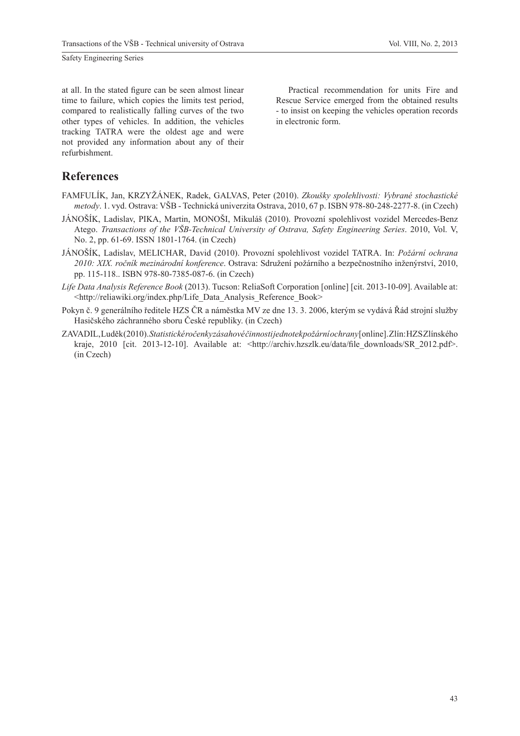at all. In the stated figure can be seen almost linear time to failure, which copies the limits test period, compared to realistically falling curves of the two other types of vehicles. In addition, the vehicles tracking TATRA were the oldest age and were not provided any information about any of their refurbishment.

Practical recommendation for units Fire and Rescue Service emerged from the obtained results - to insist on keeping the vehicles operation records in electronic form.

## References

FAMFULÍK, Jan, KRZYŽÁNEK, Radek, GALVAS, Peter (2010). *Zkoušky spolehlivosti: Vybrané stochastické metody*. 1. vyd. Ostrava: VŠB - Technická univerzita Ostrava, 2010, 67 p. ISBN 978-80-248-2277-8. (in Czech)

JÁNOŠÍK, Ladislav, PIKA, Martin, MONOŠI, Mikuláš (2010). Provozní spolehlivost vozidel Mercedes-Benz Atego. *Transactions of the VŠB-Technical University of Ostrava, Safety Engineering Series*. 2010, Vol. V, No. 2, pp. 61-69. ISSN 1801-1764. (in Czech)

JÁNOŠÍK, Ladislav, MELICHAR, David (2010). Provozní spolehlivost vozidel TATRA. In: *Požární ochrana 2010: XIX. ročník mezinárodní konference*. Ostrava: Sdružení požárního a bezpečnostního inženýrství, 2010, pp. 115-118.. ISBN 978-80-7385-087-6. (in Czech)

*Life Data Analysis Reference Book* (2013). Tucson: ReliaSoft Corporation [online] [cit. 2013-10-09]. Available at: <http://reliawiki.org/index.php/Life_Data_Analysis_Reference_Book>

Pokyn č. 9 generálního ředitele HZS ČR a náměstka MV ze dne 13. 3. 2006, kterým se vydává Řád strojní služby Hasičského záchranného sboru České republiky. (in Czech)

ZAVADIL, Luděk (2010). *Statistické ročenky zásahové činnosti jednotek požární ochrany* [online]. Zlín: HZS Zlínského kraje, 2010 [cit. 2013-12-10]. Available at: <http://archiv.hzszlk.eu/data/file_downloads/SR_2012.pdf>. (in Czech)